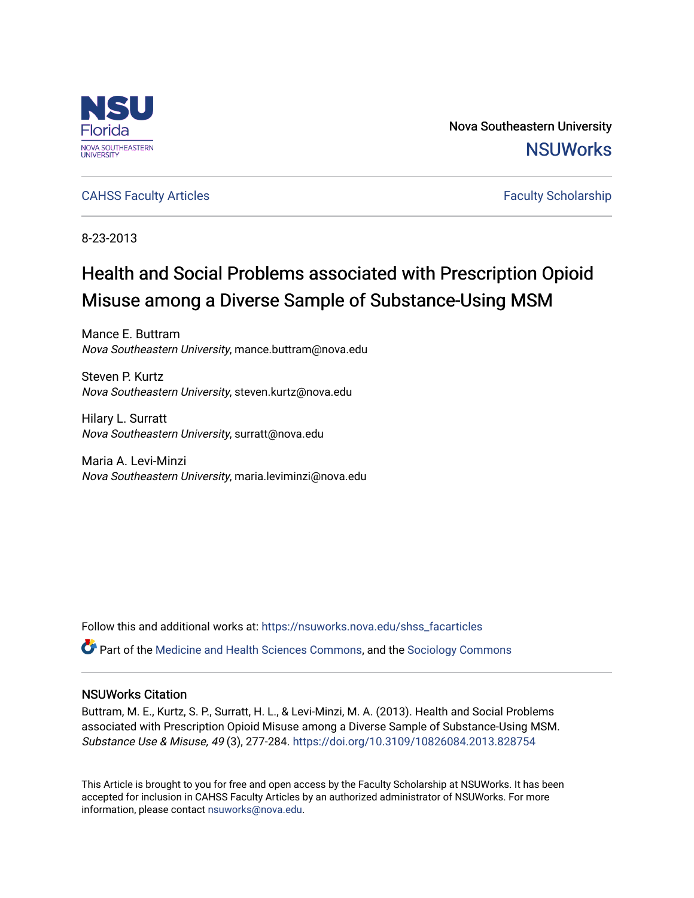Nova Southeastern University

NSUWorks

CAHSS Faculty Articles | Faculty Scholarship

8-23-2013

# Health and Social Problems associated with Prescription Opioid Misuse among a Diverse Sample of Substance-Using MSM

Mance E. Buttram
*Nova Southeastern University*, mance.buttram@nova.edu

Steven P. Kurtz
*Nova Southeastern University*, steven.kurtz@nova.edu

Hilary L. Surratt
*Nova Southeastern University*, surratt@nova.edu

Maria A. Levi-Minzi
*Nova Southeastern University*, maria.leviminzi@nova.edu

Follow this and additional works at: https://nsuworks.nova.edu/shss_facarticles

Part of the Medicine and Health Sciences Commons, and the Sociology Commons

## NSUWorks Citation

Buttram, M. E., Kurtz, S. P., Surratt, H. L., & Levi-Minzi, M. A. (2013). Health and Social Problems associated with Prescription Opioid Misuse among a Diverse Sample of Substance-Using MSM. *Substance Use & Misuse, 49* (3), 277-284. https://doi.org/10.3109/10826084.2013.828754

This Article is brought to you for free and open access by the Faculty Scholarship at NSUWorks. It has been accepted for inclusion in CAHSS Faculty Articles by an authorized administrator of NSUWorks. For more information, please contact nsuworks@nova.edu.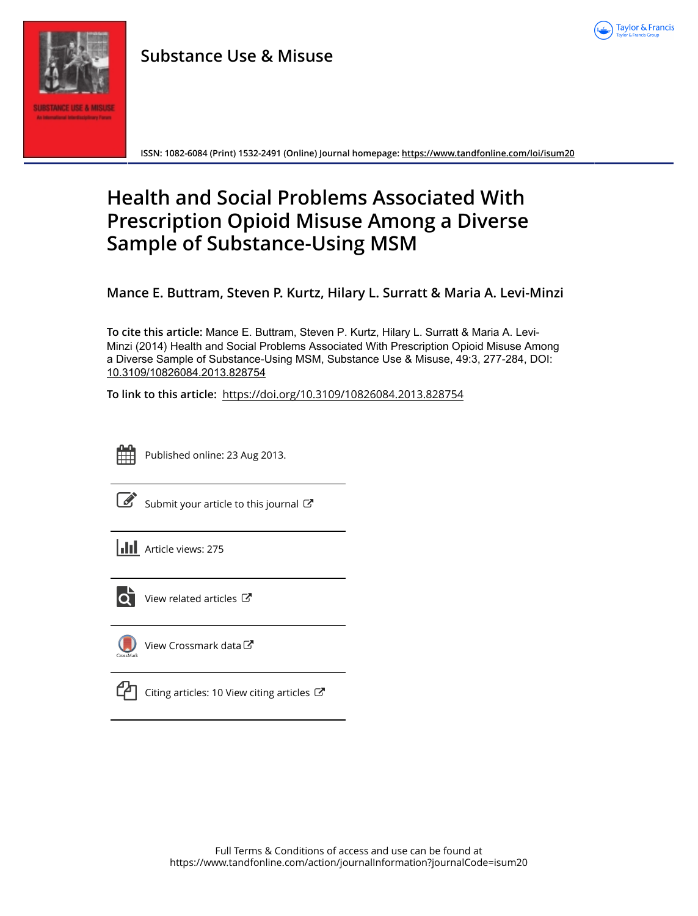# Substance Use & Misuse

ISSN: 1082-6084 (Print) 1532-2491 (Online) Journal homepage: https://www.tandfonline.com/loi/isum20

# Health and Social Problems Associated With Prescription Opioid Misuse Among a Diverse Sample of Substance-Using MSM

**Mance E. Buttram, Steven P. Kurtz, Hilary L. Surratt & Maria A. Levi-Minzi**

**To cite this article:** Mance E. Buttram, Steven P. Kurtz, Hilary L. Surratt & Maria A. Levi-Minzi (2014) Health and Social Problems Associated With Prescription Opioid Misuse Among a Diverse Sample of Substance-Using MSM, Substance Use & Misuse, 49:3, 277-284, DOI: 10.3109/10826084.2013.828754

**To link to this article:** https://doi.org/10.3109/10826084.2013.828754

Published online: 23 Aug 2013.

Submit your article to this journal

Article views: 275

View related articles

View Crossmark data

Citing articles: 10 View citing articles

Full Terms & Conditions of access and use can be found at https://www.tandfonline.com/action/journalInformation?journalCode=isum20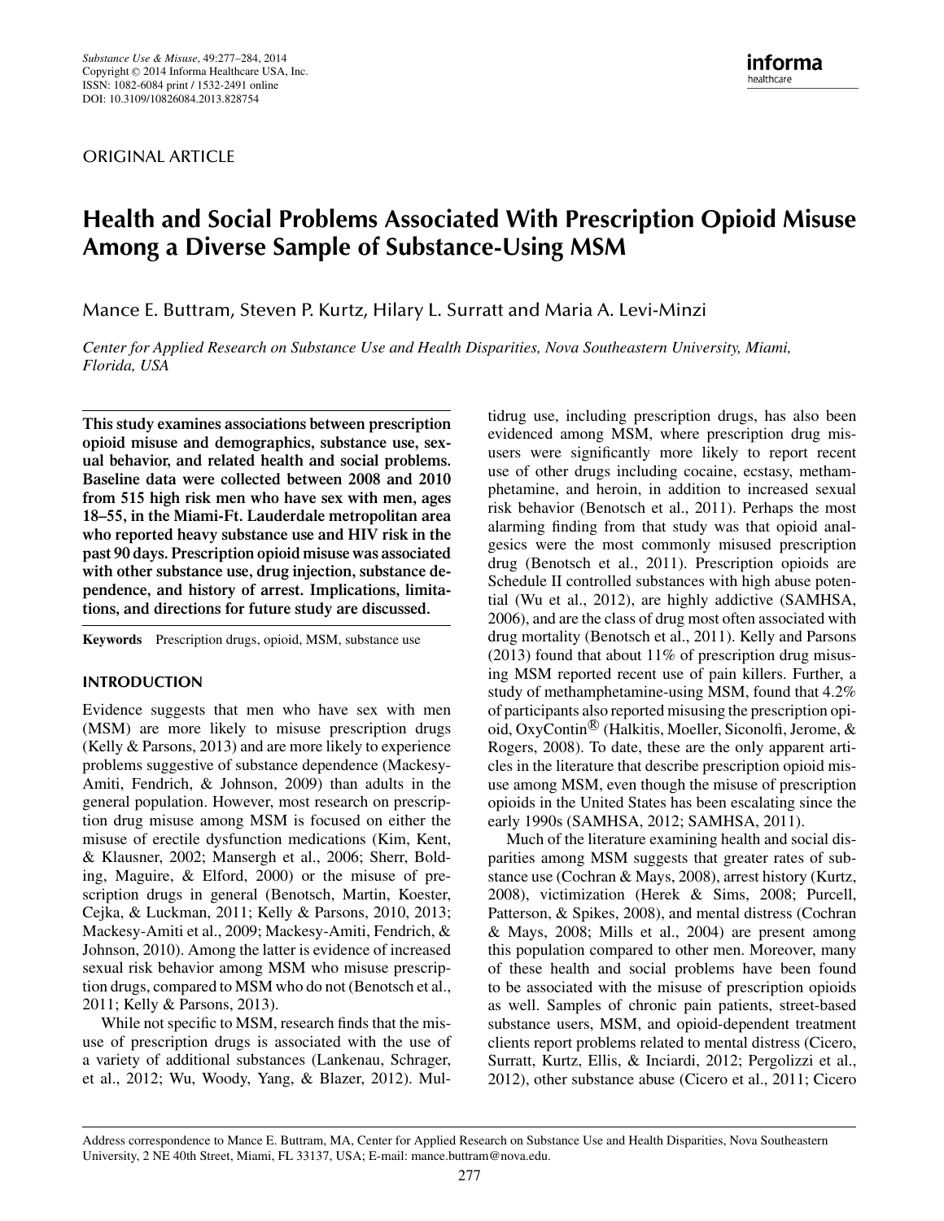ORIGINAL ARTICLE

# Health and Social Problems Associated With Prescription Opioid Misuse Among a Diverse Sample of Substance-Using MSM

Mance E. Buttram, Steven P. Kurtz, Hilary L. Surratt and Maria A. Levi-Minzi

*Center for Applied Research on Substance Use and Health Disparities, Nova Southeastern University, Miami, Florida, USA*

**This study examines associations between prescription opioid misuse and demographics, substance use, sexual behavior, and related health and social problems. Baseline data were collected between 2008 and 2010 from 515 high risk men who have sex with men, ages 18–55, in the Miami-Ft. Lauderdale metropolitan area who reported heavy substance use and HIV risk in the past 90 days. Prescription opioid misuse was associated with other substance use, drug injection, substance dependence, and history of arrest. Implications, limitations, and directions for future study are discussed.**

**Keywords** Prescription drugs, opioid, MSM, substance use

## INTRODUCTION

Evidence suggests that men who have sex with men (MSM) are more likely to misuse prescription drugs (Kelly & Parsons, 2013) and are more likely to experience problems suggestive of substance dependence (Mackesy-Amiti, Fendrich, & Johnson, 2009) than adults in the general population. However, most research on prescription drug misuse among MSM is focused on either the misuse of erectile dysfunction medications (Kim, Kent, & Klausner, 2002; Mansergh et al., 2006; Sherr, Bolding, Maguire, & Elford, 2000) or the misuse of prescription drugs in general (Benotsch, Martin, Koester, Cejka, & Luckman, 2011; Kelly & Parsons, 2010, 2013; Mackesy-Amiti et al., 2009; Mackesy-Amiti, Fendrich, & Johnson, 2010). Among the latter is evidence of increased sexual risk behavior among MSM who misuse prescription drugs, compared to MSM who do not (Benotsch et al., 2011; Kelly & Parsons, 2013).

While not specific to MSM, research finds that the misuse of prescription drugs is associated with the use of a variety of additional substances (Lankenau, Schrager, et al., 2012; Wu, Woody, Yang, & Blazer, 2012). Multidrug use, including prescription drugs, has also been evidenced among MSM, where prescription drug misusers were significantly more likely to report recent use of other drugs including cocaine, ecstasy, methamphetamine, and heroin, in addition to increased sexual risk behavior (Benotsch et al., 2011). Perhaps the most alarming finding from that study was that opioid analgesics were the most commonly misused prescription drug (Benotsch et al., 2011). Prescription opioids are Schedule II controlled substances with high abuse potential (Wu et al., 2012), are highly addictive (SAMHSA, 2006), and are the class of drug most often associated with drug mortality (Benotsch et al., 2011). Kelly and Parsons (2013) found that about 11% of prescription drug misusing MSM reported recent use of pain killers. Further, a study of methamphetamine-using MSM, found that 4.2% of participants also reported misusing the prescription opioid, OxyContin® (Halkitis, Moeller, Siconolfi, Jerome, & Rogers, 2008). To date, these are the only apparent articles in the literature that describe prescription opioid misuse among MSM, even though the misuse of prescription opioids in the United States has been escalating since the early 1990s (SAMHSA, 2012; SAMHSA, 2011).

Much of the literature examining health and social disparities among MSM suggests that greater rates of substance use (Cochran & Mays, 2008), arrest history (Kurtz, 2008), victimization (Herek & Sims, 2008; Purcell, Patterson, & Spikes, 2008), and mental distress (Cochran & Mays, 2008; Mills et al., 2004) are present among this population compared to other men. Moreover, many of these health and social problems have been found to be associated with the misuse of prescription opioids as well. Samples of chronic pain patients, street-based substance users, MSM, and opioid-dependent treatment clients report problems related to mental distress (Cicero, Surratt, Kurtz, Ellis, & Inciardi, 2012; Pergolizzi et al., 2012), other substance abuse (Cicero et al., 2011; Cicero

Address correspondence to Mance E. Buttram, MA, Center for Applied Research on Substance Use and Health Disparities, Nova Southeastern University, 2 NE 40th Street, Miami, FL 33137, USA; E-mail: mance.buttram@nova.edu.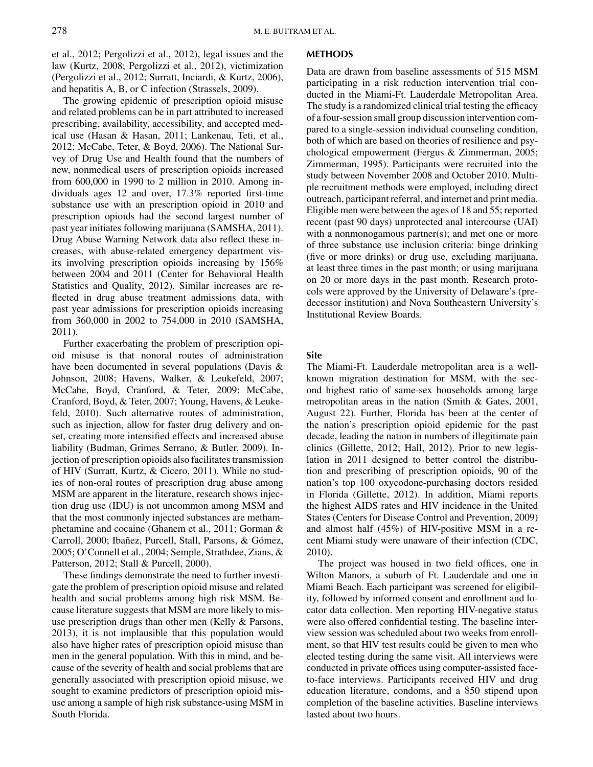et al., 2012; Pergolizzi et al., 2012), legal issues and the law (Kurtz, 2008; Pergolizzi et al., 2012), victimization (Pergolizzi et al., 2012; Surratt, Inciardi, & Kurtz, 2006), and hepatitis A, B, or C infection (Strassels, 2009).

The growing epidemic of prescription opioid misuse and related problems can be in part attributed to increased prescribing, availability, accessibility, and accepted medical use (Hasan & Hasan, 2011; Lankenau, Teti, et al., 2012; McCabe, Teter, & Boyd, 2006). The National Survey of Drug Use and Health found that the numbers of new, nonmedical users of prescription opioids increased from 600,000 in 1990 to 2 million in 2010. Among individuals ages 12 and over, 17.3% reported first-time substance use with an prescription opioid in 2010 and prescription opioids had the second largest number of past year initiates following marijuana (SAMSHA, 2011). Drug Abuse Warning Network data also reflect these increases, with abuse-related emergency department visits involving prescription opioids increasing by 156% between 2004 and 2011 (Center for Behavioral Health Statistics and Quality, 2012). Similar increases are reflected in drug abuse treatment admissions data, with past year admissions for prescription opioids increasing from 360,000 in 2002 to 754,000 in 2010 (SAMSHA, 2011).

Further exacerbating the problem of prescription opioid misuse is that nonoral routes of administration have been documented in several populations (Davis & Johnson, 2008; Havens, Walker, & Leukefeld, 2007; McCabe, Boyd, Cranford, & Teter, 2009; McCabe, Cranford, Boyd, & Teter, 2007; Young, Havens, & Leukefeld, 2010). Such alternative routes of administration, such as injection, allow for faster drug delivery and onset, creating more intensified effects and increased abuse liability (Budman, Grimes Serrano, & Butler, 2009). Injection of prescription opioids also facilitates transmission of HIV (Surratt, Kurtz, & Cicero, 2011). While no studies of non-oral routes of prescription drug abuse among MSM are apparent in the literature, research shows injection drug use (IDU) is not uncommon among MSM and that the most commonly injected substances are methamphetamine and cocaine (Ghanem et al., 2011; Gorman & Carroll, 2000; Ibañez, Purcell, Stall, Parsons, & Gómez, 2005; O'Connell et al., 2004; Semple, Strathdee, Zians, & Patterson, 2012; Stall & Purcell, 2000).

These findings demonstrate the need to further investigate the problem of prescription opioid misuse and related health and social problems among high risk MSM. Because literature suggests that MSM are more likely to misuse prescription drugs than other men (Kelly & Parsons, 2013), it is not implausible that this population would also have higher rates of prescription opioid misuse than men in the general population. With this in mind, and because of the severity of health and social problems that are generally associated with prescription opioid misuse, we sought to examine predictors of prescription opioid misuse among a sample of high risk substance-using MSM in South Florida.

## METHODS

Data are drawn from baseline assessments of 515 MSM participating in a risk reduction intervention trial conducted in the Miami-Ft. Lauderdale Metropolitan Area. The study is a randomized clinical trial testing the efficacy of a four-session small group discussion intervention compared to a single-session individual counseling condition, both of which are based on theories of resilience and psychological empowerment (Fergus & Zimmerman, 2005; Zimmerman, 1995). Participants were recruited into the study between November 2008 and October 2010. Multiple recruitment methods were employed, including direct outreach, participant referral, and internet and print media. Eligible men were between the ages of 18 and 55; reported recent (past 90 days) unprotected anal intercourse (UAI) with a nonmonogamous partner(s); and met one or more of three substance use inclusion criteria: binge drinking (five or more drinks) or drug use, excluding marijuana, at least three times in the past month; or using marijuana on 20 or more days in the past month. Research protocols were approved by the University of Delaware's (predecessor institution) and Nova Southeastern University's Institutional Review Boards.

### Site

The Miami-Ft. Lauderdale metropolitan area is a well-known migration destination for MSM, with the second highest ratio of same-sex households among large metropolitan areas in the nation (Smith & Gates, 2001, August 22). Further, Florida has been at the center of the nation's prescription opioid epidemic for the past decade, leading the nation in numbers of illegitimate pain clinics (Gillette, 2012; Hall, 2012). Prior to new legislation in 2011 designed to better control the distribution and prescribing of prescription opioids, 90 of the nation's top 100 oxycodone-purchasing doctors resided in Florida (Gillette, 2012). In addition, Miami reports the highest AIDS rates and HIV incidence in the United States (Centers for Disease Control and Prevention, 2009) and almost half (45%) of HIV-positive MSM in a recent Miami study were unaware of their infection (CDC, 2010).

The project was housed in two field offices, one in Wilton Manors, a suburb of Ft. Lauderdale and one in Miami Beach. Each participant was screened for eligibility, followed by informed consent and enrollment and locator data collection. Men reporting HIV-negative status were also offered confidential testing. The baseline interview session was scheduled about two weeks from enrollment, so that HIV test results could be given to men who elected testing during the same visit. All interviews were conducted in private offices using computer-assisted face-to-face interviews. Participants received HIV and drug education literature, condoms, and a $50 stipend upon completion of the baseline activities. Baseline interviews lasted about two hours.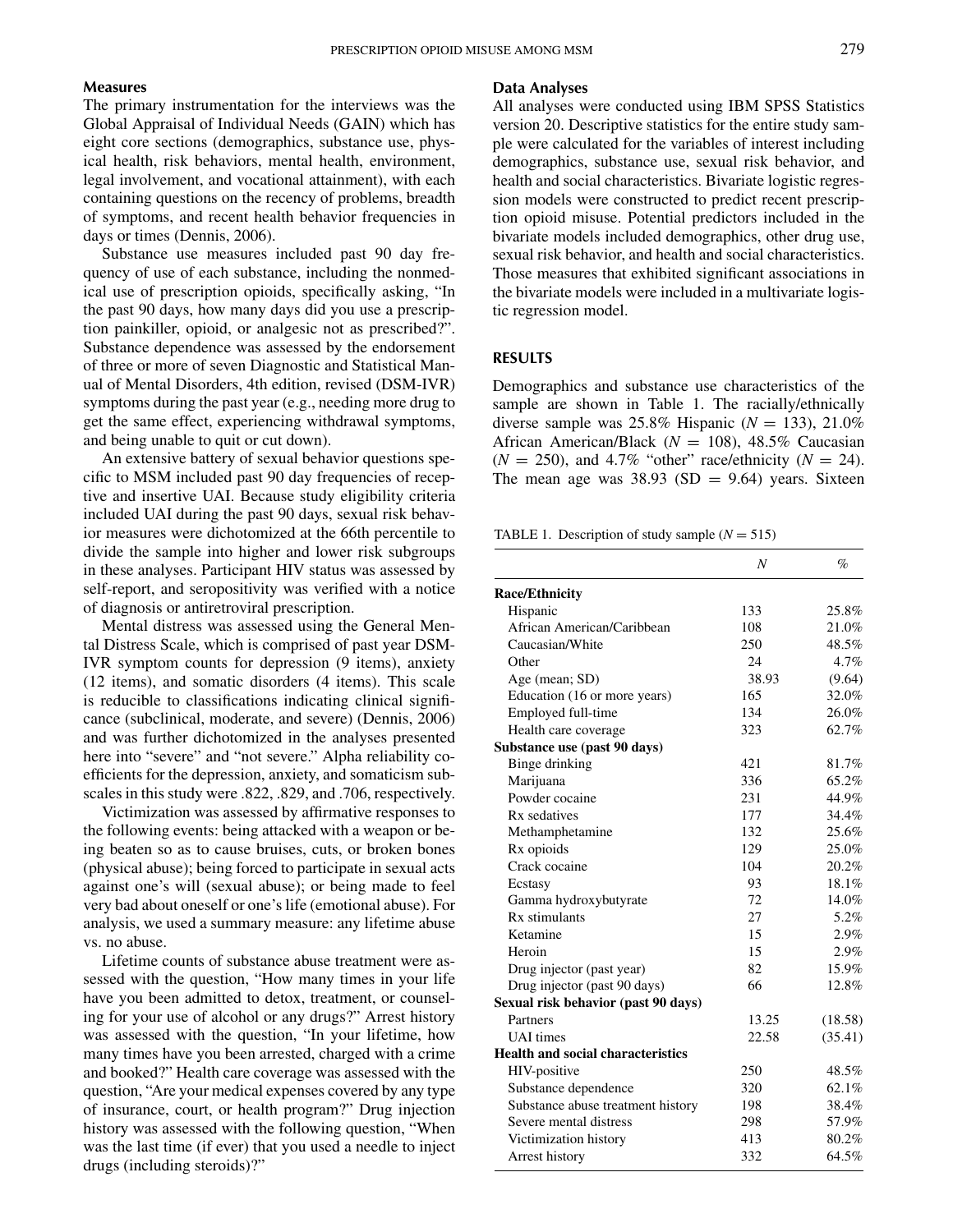## Measures

The primary instrumentation for the interviews was the Global Appraisal of Individual Needs (GAIN) which has eight core sections (demographics, substance use, physical health, risk behaviors, mental health, environment, legal involvement, and vocational attainment), with each containing questions on the recency of problems, breadth of symptoms, and recent health behavior frequencies in days or times (Dennis, 2006).

Substance use measures included past 90 day frequency of use of each substance, including the nonmedical use of prescription opioids, specifically asking, "In the past 90 days, how many days did you use a prescription painkiller, opioid, or analgesic not as prescribed?". Substance dependence was assessed by the endorsement of three or more of seven Diagnostic and Statistical Manual of Mental Disorders, 4th edition, revised (DSM-IVR) symptoms during the past year (e.g., needing more drug to get the same effect, experiencing withdrawal symptoms, and being unable to quit or cut down).

An extensive battery of sexual behavior questions specific to MSM included past 90 day frequencies of receptive and insertive UAI. Because study eligibility criteria included UAI during the past 90 days, sexual risk behavior measures were dichotomized at the 66th percentile to divide the sample into higher and lower risk subgroups in these analyses. Participant HIV status was assessed by self-report, and seropositivity was verified with a notice of diagnosis or antiretroviral prescription.

Mental distress was assessed using the General Mental Distress Scale, which is comprised of past year DSM-IVR symptom counts for depression (9 items), anxiety (12 items), and somatic disorders (4 items). This scale is reducible to classifications indicating clinical significance (subclinical, moderate, and severe) (Dennis, 2006) and was further dichotomized in the analyses presented here into "severe" and "not severe." Alpha reliability coefficients for the depression, anxiety, and somaticism subscales in this study were .822, .829, and .706, respectively.

Victimization was assessed by affirmative responses to the following events: being attacked with a weapon or being beaten so as to cause bruises, cuts, or broken bones (physical abuse); being forced to participate in sexual acts against one's will (sexual abuse); or being made to feel very bad about oneself or one's life (emotional abuse). For analysis, we used a summary measure: any lifetime abuse vs. no abuse.

Lifetime counts of substance abuse treatment were assessed with the question, "How many times in your life have you been admitted to detox, treatment, or counseling for your use of alcohol or any drugs?" Arrest history was assessed with the question, "In your lifetime, how many times have you been arrested, charged with a crime and booked?" Health care coverage was assessed with the question, "Are your medical expenses covered by any type of insurance, court, or health program?" Drug injection history was assessed with the following question, "When was the last time (if ever) that you used a needle to inject drugs (including steroids)?"

## Data Analyses

All analyses were conducted using IBM SPSS Statistics version 20. Descriptive statistics for the entire study sample were calculated for the variables of interest including demographics, substance use, sexual risk behavior, and health and social characteristics. Bivariate logistic regression models were constructed to predict recent prescription opioid misuse. Potential predictors included in the bivariate models included demographics, other drug use, sexual risk behavior, and health and social characteristics. Those measures that exhibited significant associations in the bivariate models were included in a multivariate logistic regression model.

## RESULTS

Demographics and substance use characteristics of the sample are shown in Table 1. The racially/ethnically diverse sample was 25.8% Hispanic ($N = 133$), 21.0% African American/Black ($N = 108$), 48.5% Caucasian ($N = 250$), and 4.7% "other" race/ethnicity ($N = 24$). The mean age was 38.93 (SD = 9.64) years. Sixteen

TABLE 1. Description of study sample ($N = 515$)

| | $N$ | % |
|---|---|---|
| **Race/Ethnicity** | | |
| Hispanic | 133 | 25.8% |
| African American/Caribbean | 108 | 21.0% |
| Caucasian/White | 250 | 48.5% |
| Other | 24 | 4.7% |
| Age (mean; SD) | 38.93 | (9.64) |
| Education (16 or more years) | 165 | 32.0% |
| Employed full-time | 134 | 26.0% |
| Health care coverage | 323 | 62.7% |
| **Substance use (past 90 days)** | | |
| Binge drinking | 421 | 81.7% |
| Marijuana | 336 | 65.2% |
| Powder cocaine | 231 | 44.9% |
| Rx sedatives | 177 | 34.4% |
| Methamphetamine | 132 | 25.6% |
| Rx opioids | 129 | 25.0% |
| Crack cocaine | 104 | 20.2% |
| Ecstasy | 93 | 18.1% |
| Gamma hydroxybutyrate | 72 | 14.0% |
| Rx stimulants | 27 | 5.2% |
| Ketamine | 15 | 2.9% |
| Heroin | 15 | 2.9% |
| Drug injector (past year) | 82 | 15.9% |
| Drug injector (past 90 days) | 66 | 12.8% |
| **Sexual risk behavior (past 90 days)** | | |
| Partners | 13.25 | (18.58) |
| UAI times | 22.58 | (35.41) |
| **Health and social characteristics** | | |
| HIV-positive | 250 | 48.5% |
| Substance dependence | 320 | 62.1% |
| Substance abuse treatment history | 198 | 38.4% |
| Severe mental distress | 298 | 57.9% |
| Victimization history | 413 | 80.2% |
| Arrest history | 332 | 64.5% |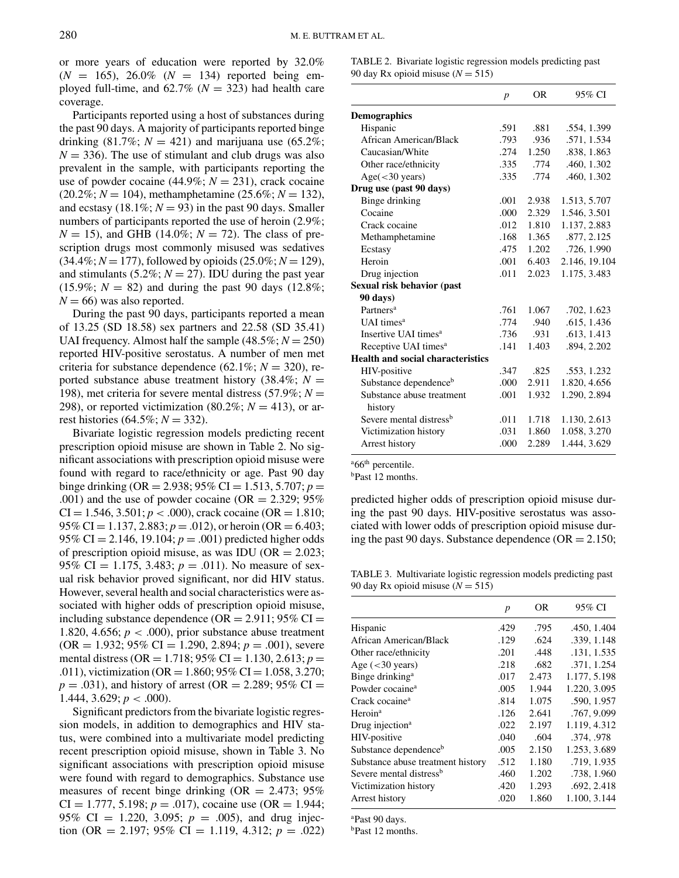or more years of education were reported by 32.0% ($N$ = 165), 26.0% ($N$ = 134) reported being employed full-time, and 62.7% ($N$ = 323) had health care coverage.

Participants reported using a host of substances during the past 90 days. A majority of participants reported binge drinking (81.7%; $N$ = 421) and marijuana use (65.2%; $N$ = 336). The use of stimulant and club drugs was also prevalent in the sample, with participants reporting the use of powder cocaine (44.9%; $N$ = 231), crack cocaine (20.2%; $N$ = 104), methamphetamine (25.6%; $N$ = 132), and ecstasy (18.1%; $N$ = 93) in the past 90 days. Smaller numbers of participants reported the use of heroin (2.9%; $N$ = 15), and GHB (14.0%; $N$ = 72). The class of prescription drugs most commonly misused was sedatives (34.4%; $N$ = 177), followed by opioids (25.0%; $N$ = 129), and stimulants (5.2%; $N$ = 27). IDU during the past year (15.9%; $N$ = 82) and during the past 90 days (12.8%; $N$ = 66) was also reported.

During the past 90 days, participants reported a mean of 13.25 (SD 18.58) sex partners and 22.58 (SD 35.41) UAI frequency. Almost half the sample (48.5%; $N$ = 250) reported HIV-positive serostatus. A number of men met criteria for substance dependence (62.1%; $N$ = 320), reported substance abuse treatment history (38.4%; $N$ = 198), met criteria for severe mental distress (57.9%; $N$ = 298), or reported victimization (80.2%; $N$ = 413), or arrest histories (64.5%; $N$ = 332).

Bivariate logistic regression models predicting recent prescription opioid misuse are shown in Table 2. No significant associations with prescription opioid misuse were found with regard to race/ethnicity or age. Past 90 day binge drinking (OR = 2.938; 95% CI = 1.513, 5.707; $p$ = .001) and the use of powder cocaine (OR = 2.329; 95% CI = 1.546, 3.501; $p < .000$), crack cocaine (OR = 1.810; 95% CI = 1.137, 2.883; $p$ = .012), or heroin (OR = 6.403; 95% CI = 2.146, 19.104; $p$ = .001) predicted higher odds of prescription opioid misuse, as was IDU (OR = 2.023; 95% CI = 1.175, 3.483; $p$ = .011). No measure of sexual risk behavior proved significant, nor did HIV status. However, several health and social characteristics were associated with higher odds of prescription opioid misuse, including substance dependence (OR = 2.911; 95% CI = 1.820, 4.656; $p < .000$), prior substance abuse treatment (OR = 1.932; 95% CI = 1.290, 2.894; $p$ = .001), severe mental distress (OR = 1.718; 95% CI = 1.130, 2.613; $p$ = .011), victimization (OR = 1.860; 95% CI = 1.058, 3.270; $p$ = .031), and history of arrest (OR = 2.289; 95% CI = 1.444, 3.629; $p < .000$).

Significant predictors from the bivariate logistic regression models, in addition to demographics and HIV status, were combined into a multivariate model predicting recent prescription opioid misuse, shown in Table 3. No significant associations with prescription opioid misuse were found with regard to demographics. Substance use measures of recent binge drinking (OR = 2.473; 95% CI = 1.777, 5.198; $p$ = .017), cocaine use (OR = 1.944; 95% CI = 1.220, 3.095; $p$ = .005), and drug injection (OR = 2.197; 95% CI = 1.119, 4.312; $p$ = .022) predicted higher odds of prescription opioid misuse during the past 90 days. HIV-positive serostatus was associated with lower odds of prescription opioid misuse during the past 90 days. Substance dependence (OR = 2.150;

TABLE 2. Bivariate logistic regression models predicting past 90 day Rx opioid misuse ($N$ = 515)

| | $p$ | OR | 95% CI |
|---|---|---|---|
| **Demographics** | | | |
| Hispanic | .591 | .881 | .554, 1.399 |
| African American/Black | .793 | .936 | .571, 1.534 |
| Caucasian/White | .274 | 1.250 | .838, 1.863 |
| Other race/ethnicity | .335 | .774 | .460, 1.302 |
| Age(<30 years) | .335 | .774 | .460, 1.302 |
| **Drug use (past 90 days)** | | | |
| Binge drinking | .001 | 2.938 | 1.513, 5.707 |
| Cocaine | .000 | 2.329 | 1.546, 3.501 |
| Crack cocaine | .012 | 1.810 | 1.137, 2.883 |
| Methamphetamine | .168 | 1.365 | .877, 2.125 |
| Ecstasy | .475 | 1.202 | .726, 1.990 |
| Heroin | .001 | 6.403 | 2.146, 19.104 |
| Drug injection | .011 | 2.023 | 1.175, 3.483 |
| **Sexual risk behavior (past 90 days)** | | | |
| Partners[a] | .761 | 1.067 | .702, 1.623 |
| UAI times[a] | .774 | .940 | .615, 1.436 |
| Insertive UAI times[a] | .736 | .931 | .613, 1.413 |
| Receptive UAI times[a] | .141 | 1.403 | .894, 2.202 |
| **Health and social characteristics** | | | |
| HIV-positive | .347 | .825 | .553, 1.232 |
| Substance dependence[b] | .000 | 2.911 | 1.820, 4.656 |
| Substance abuse treatment history | .001 | 1.932 | 1.290, 2.894 |
| Severe mental distress[b] | .011 | 1.718 | 1.130, 2.613 |
| Victimization history | .031 | 1.860 | 1.058, 3.270 |
| Arrest history | .000 | 2.289 | 1.444, 3.629 |

[a]66[th] percentile.
[b]Past 12 months.

TABLE 3. Multivariate logistic regression models predicting past 90 day Rx opioid misuse ($N$ = 515)

| | $p$ | OR | 95% CI |
|---|---|---|---|
| Hispanic | .429 | .795 | .450, 1.404 |
| African American/Black | .129 | .624 | .339, 1.148 |
| Other race/ethnicity | .201 | .448 | .131, 1.535 |
| Age (<30 years) | .218 | .682 | .371, 1.254 |
| Binge drinking[a] | .017 | 2.473 | 1.177, 5.198 |
| Powder cocaine[a] | .005 | 1.944 | 1.220, 3.095 |
| Crack cocaine[a] | .814 | 1.075 | .590, 1.957 |
| Heroin[a] | .126 | 2.641 | .767, 9.099 |
| Drug injection[a] | .022 | 2.197 | 1.119, 4.312 |
| HIV-positive | .040 | .604 | .374, .978 |
| Substance dependence[b] | .005 | 2.150 | 1.253, 3.689 |
| Substance abuse treatment history | .512 | 1.180 | .719, 1.935 |
| Severe mental distress[b] | .460 | 1.202 | .738, 1.960 |
| Victimization history | .420 | 1.293 | .692, 2.418 |
| Arrest history | .020 | 1.860 | 1.100, 3.144 |

[a]Past 90 days.
[b]Past 12 months.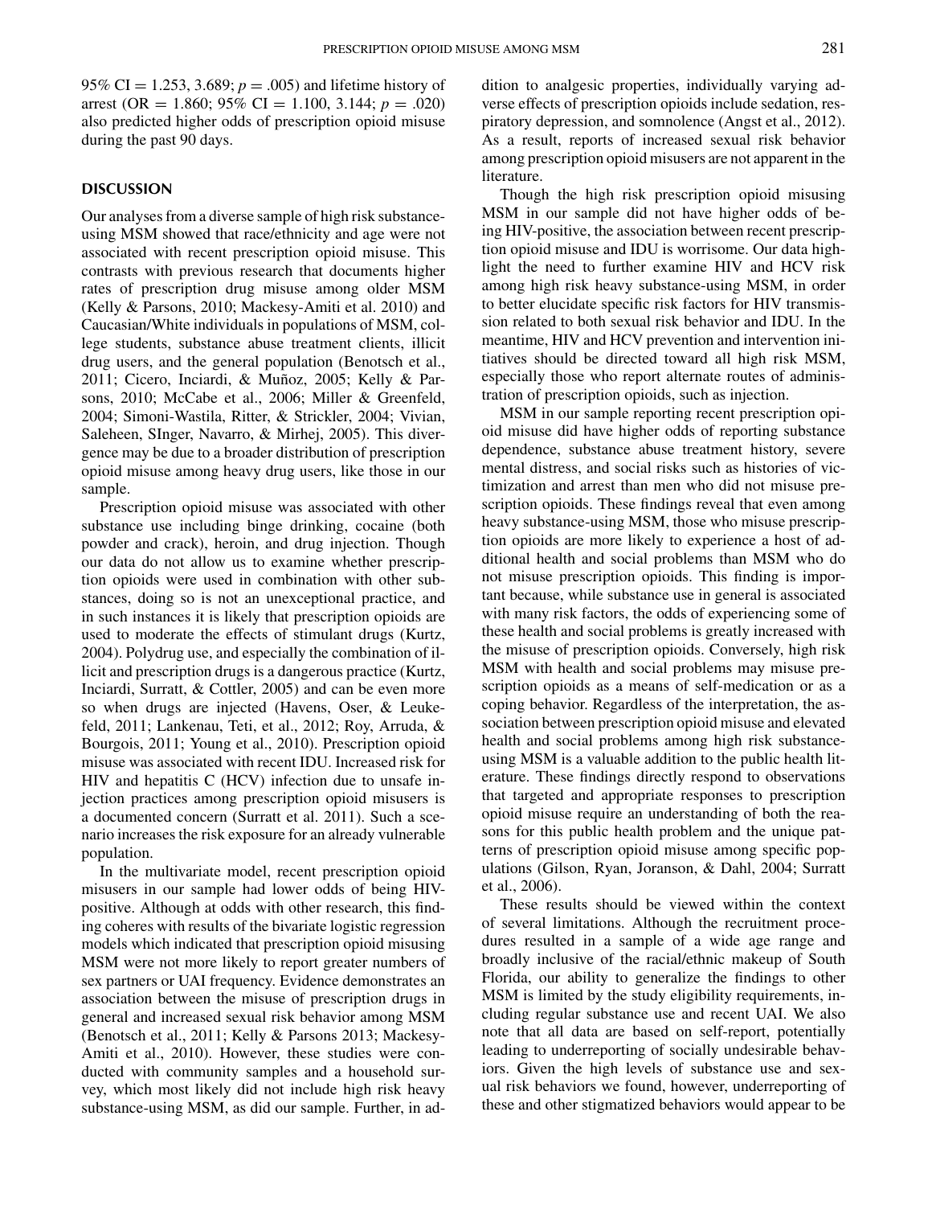95% CI = 1.253, 3.689; $p = .005$) and lifetime history of arrest (OR = 1.860; 95% CI = 1.100, 3.144; $p = .020$) also predicted higher odds of prescription opioid misuse during the past 90 days.

## DISCUSSION

Our analyses from a diverse sample of high risk substance-using MSM showed that race/ethnicity and age were not associated with recent prescription opioid misuse. This contrasts with previous research that documents higher rates of prescription drug misuse among older MSM (Kelly & Parsons, 2010; Mackesy-Amiti et al. 2010) and Caucasian/White individuals in populations of MSM, college students, substance abuse treatment clients, illicit drug users, and the general population (Benotsch et al., 2011; Cicero, Inciardi, & Muñoz, 2005; Kelly & Parsons, 2010; McCabe et al., 2006; Miller & Greenfeld, 2004; Simoni-Wastila, Ritter, & Strickler, 2004; Vivian, Saleheen, SInger, Navarro, & Mirhej, 2005). This divergence may be due to a broader distribution of prescription opioid misuse among heavy drug users, like those in our sample.

Prescription opioid misuse was associated with other substance use including binge drinking, cocaine (both powder and crack), heroin, and drug injection. Though our data do not allow us to examine whether prescription opioids were used in combination with other substances, doing so is not an unexceptional practice, and in such instances it is likely that prescription opioids are used to moderate the effects of stimulant drugs (Kurtz, 2004). Polydrug use, and especially the combination of illicit and prescription drugs is a dangerous practice (Kurtz, Inciardi, Surratt, & Cottler, 2005) and can be even more so when drugs are injected (Havens, Oser, & Leukefeld, 2011; Lankenau, Teti, et al., 2012; Roy, Arruda, & Bourgois, 2011; Young et al., 2010). Prescription opioid misuse was associated with recent IDU. Increased risk for HIV and hepatitis C (HCV) infection due to unsafe injection practices among prescription opioid misusers is a documented concern (Surratt et al. 2011). Such a scenario increases the risk exposure for an already vulnerable population.

In the multivariate model, recent prescription opioid misusers in our sample had lower odds of being HIV-positive. Although at odds with other research, this finding coheres with results of the bivariate logistic regression models which indicated that prescription opioid misusing MSM were not more likely to report greater numbers of sex partners or UAI frequency. Evidence demonstrates an association between the misuse of prescription drugs in general and increased sexual risk behavior among MSM (Benotsch et al., 2011; Kelly & Parsons 2013; Mackesy-Amiti et al., 2010). However, these studies were conducted with community samples and a household survey, which most likely did not include high risk heavy substance-using MSM, as did our sample. Further, in addition to analgesic properties, individually varying adverse effects of prescription opioids include sedation, respiratory depression, and somnolence (Angst et al., 2012). As a result, reports of increased sexual risk behavior among prescription opioid misusers are not apparent in the literature.

Though the high risk prescription opioid misusing MSM in our sample did not have higher odds of being HIV-positive, the association between recent prescription opioid misuse and IDU is worrisome. Our data highlight the need to further examine HIV and HCV risk among high risk heavy substance-using MSM, in order to better elucidate specific risk factors for HIV transmission related to both sexual risk behavior and IDU. In the meantime, HIV and HCV prevention and intervention initiatives should be directed toward all high risk MSM, especially those who report alternate routes of administration of prescription opioids, such as injection.

MSM in our sample reporting recent prescription opioid misuse did have higher odds of reporting substance dependence, substance abuse treatment history, severe mental distress, and social risks such as histories of victimization and arrest than men who did not misuse prescription opioids. These findings reveal that even among heavy substance-using MSM, those who misuse prescription opioids are more likely to experience a host of additional health and social problems than MSM who do not misuse prescription opioids. This finding is important because, while substance use in general is associated with many risk factors, the odds of experiencing some of these health and social problems is greatly increased with the misuse of prescription opioids. Conversely, high risk MSM with health and social problems may misuse prescription opioids as a means of self-medication or as a coping behavior. Regardless of the interpretation, the association between prescription opioid misuse and elevated health and social problems among high risk substance-using MSM is a valuable addition to the public health literature. These findings directly respond to observations that targeted and appropriate responses to prescription opioid misuse require an understanding of both the reasons for this public health problem and the unique patterns of prescription opioid misuse among specific populations (Gilson, Ryan, Joranson, & Dahl, 2004; Surratt et al., 2006).

These results should be viewed within the context of several limitations. Although the recruitment procedures resulted in a sample of a wide age range and broadly inclusive of the racial/ethnic makeup of South Florida, our ability to generalize the findings to other MSM is limited by the study eligibility requirements, including regular substance use and recent UAI. We also note that all data are based on self-report, potentially leading to underreporting of socially undesirable behaviors. Given the high levels of substance use and sexual risk behaviors we found, however, underreporting of these and other stigmatized behaviors would appear to be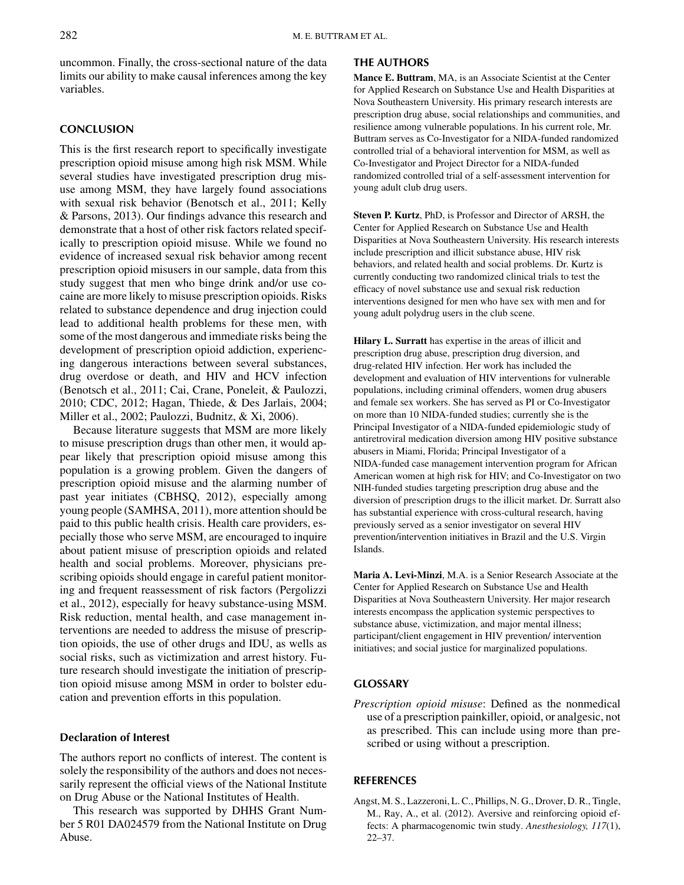uncommon. Finally, the cross-sectional nature of the data limits our ability to make causal inferences among the key variables.

## CONCLUSION

This is the first research report to specifically investigate prescription opioid misuse among high risk MSM. While several studies have investigated prescription drug misuse among MSM, they have largely found associations with sexual risk behavior (Benotsch et al., 2011; Kelly & Parsons, 2013). Our findings advance this research and demonstrate that a host of other risk factors related specifically to prescription opioid misuse. While we found no evidence of increased sexual risk behavior among recent prescription opioid misusers in our sample, data from this study suggest that men who binge drink and/or use cocaine are more likely to misuse prescription opioids. Risks related to substance dependence and drug injection could lead to additional health problems for these men, with some of the most dangerous and immediate risks being the development of prescription opioid addiction, experiencing dangerous interactions between several substances, drug overdose or death, and HIV and HCV infection (Benotsch et al., 2011; Cai, Crane, Poneleit, & Paulozzi, 2010; CDC, 2012; Hagan, Thiede, & Des Jarlais, 2004; Miller et al., 2002; Paulozzi, Budnitz, & Xi, 2006).

Because literature suggests that MSM are more likely to misuse prescription drugs than other men, it would appear likely that prescription opioid misuse among this population is a growing problem. Given the dangers of prescription opioid misuse and the alarming number of past year initiates (CBHSQ, 2012), especially among young people (SAMHSA, 2011), more attention should be paid to this public health crisis. Health care providers, especially those who serve MSM, are encouraged to inquire about patient misuse of prescription opioids and related health and social problems. Moreover, physicians prescribing opioids should engage in careful patient monitoring and frequent reassessment of risk factors (Pergolizzi et al., 2012), especially for heavy substance-using MSM. Risk reduction, mental health, and case management interventions are needed to address the misuse of prescription opioids, the use of other drugs and IDU, as wells as social risks, such as victimization and arrest history. Future research should investigate the initiation of prescription opioid misuse among MSM in order to bolster education and prevention efforts in this population.

### Declaration of Interest

The authors report no conflicts of interest. The content is solely the responsibility of the authors and does not necessarily represent the official views of the National Institute on Drug Abuse or the National Institutes of Health.

This research was supported by DHHS Grant Number 5 R01 DA024579 from the National Institute on Drug Abuse.

## THE AUTHORS

**Mance E. Buttram**, MA, is an Associate Scientist at the Center for Applied Research on Substance Use and Health Disparities at Nova Southeastern University. His primary research interests are prescription drug abuse, social relationships and communities, and resilience among vulnerable populations. In his current role, Mr. Buttram serves as Co-Investigator for a NIDA-funded randomized controlled trial of a behavioral intervention for MSM, as well as Co-Investigator and Project Director for a NIDA-funded randomized controlled trial of a self-assessment intervention for young adult club drug users.

**Steven P. Kurtz**, PhD, is Professor and Director of ARSH, the Center for Applied Research on Substance Use and Health Disparities at Nova Southeastern University. His research interests include prescription and illicit substance abuse, HIV risk behaviors, and related health and social problems. Dr. Kurtz is currently conducting two randomized clinical trials to test the efficacy of novel substance use and sexual risk reduction interventions designed for men who have sex with men and for young adult polydrug users in the club scene.

**Hilary L. Surratt** has expertise in the areas of illicit and prescription drug abuse, prescription drug diversion, and drug-related HIV infection. Her work has included the development and evaluation of HIV interventions for vulnerable populations, including criminal offenders, women drug abusers and female sex workers. She has served as PI or Co-Investigator on more than 10 NIDA-funded studies; currently she is the Principal Investigator of a NIDA-funded epidemiologic study of antiretroviral medication diversion among HIV positive substance abusers in Miami, Florida; Principal Investigator of a NIDA-funded case management intervention program for African American women at high risk for HIV; and Co-Investigator on two NIH-funded studies targeting prescription drug abuse and the diversion of prescription drugs to the illicit market. Dr. Surratt also has substantial experience with cross-cultural research, having previously served as a senior investigator on several HIV prevention/intervention initiatives in Brazil and the U.S. Virgin Islands.

**Maria A. Levi-Minzi**, M.A. is a Senior Research Associate at the Center for Applied Research on Substance Use and Health Disparities at Nova Southeastern University. Her major research interests encompass the application systemic perspectives to substance abuse, victimization, and major mental illness; participant/client engagement in HIV prevention/ intervention initiatives; and social justice for marginalized populations.

## GLOSSARY

*Prescription opioid misuse*: Defined as the nonmedical use of a prescription painkiller, opioid, or analgesic, not as prescribed. This can include using more than prescribed or using without a prescription.

## REFERENCES

Angst, M. S., Lazzeroni, L. C., Phillips, N. G., Drover, D. R., Tingle, M., Ray, A., et al. (2012). Aversive and reinforcing opioid effects: A pharmacogenomic twin study. *Anesthesiology, 117*(1), 22–37.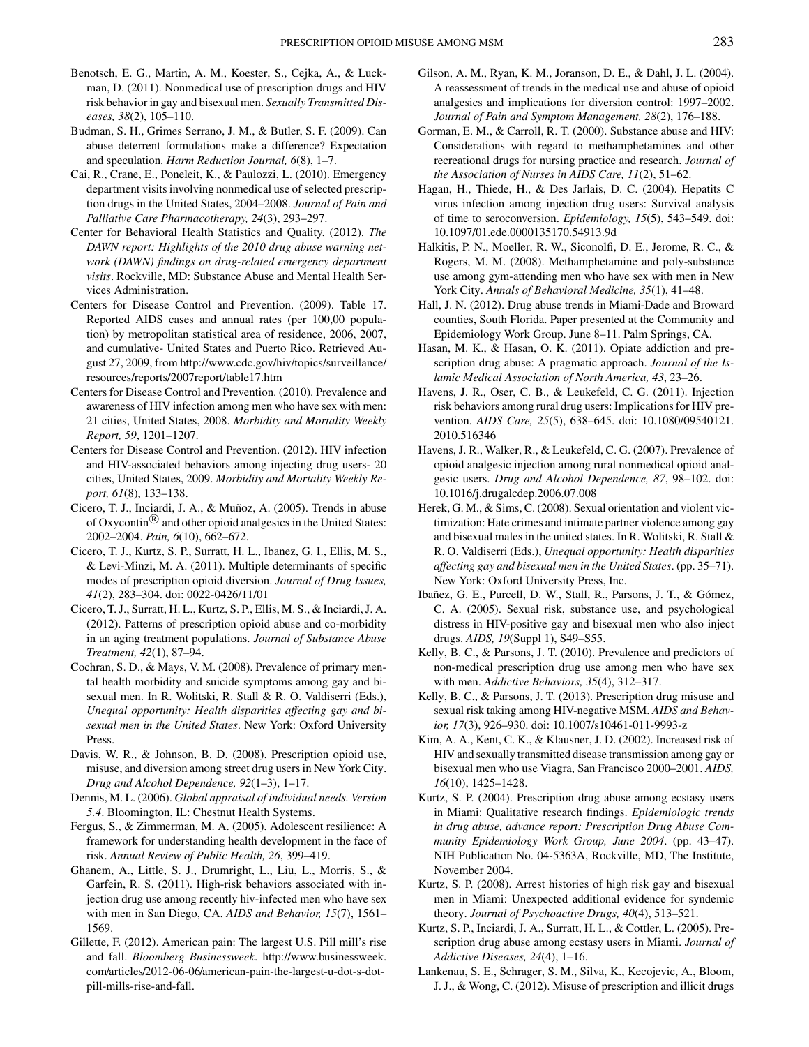Benotsch, E. G., Martin, A. M., Koester, S., Cejka, A., & Luckman, D. (2011). Nonmedical use of prescription drugs and HIV risk behavior in gay and bisexual men. *Sexually Transmitted Diseases, 38*(2), 105–110.

Budman, S. H., Grimes Serrano, J. M., & Butler, S. F. (2009). Can abuse deterrent formulations make a difference? Expectation and speculation. *Harm Reduction Journal, 6*(8), 1–7.

Cai, R., Crane, E., Poneleit, K., & Paulozzi, L. (2010). Emergency department visits involving nonmedical use of selected prescription drugs in the United States, 2004–2008. *Journal of Pain and Palliative Care Pharmacotherapy, 24*(3), 293–297.

Center for Behavioral Health Statistics and Quality. (2012). *The DAWN report: Highlights of the 2010 drug abuse warning network (DAWN) findings on drug-related emergency department visits*. Rockville, MD: Substance Abuse and Mental Health Services Administration.

Centers for Disease Control and Prevention. (2009). Table 17. Reported AIDS cases and annual rates (per 100,00 population) by metropolitan statistical area of residence, 2006, 2007, and cumulative- United States and Puerto Rico. Retrieved August 27, 2009, from http://www.cdc.gov/hiv/topics/surveillance/resources/reports/2007report/table17.htm

Centers for Disease Control and Prevention. (2010). Prevalence and awareness of HIV infection among men who have sex with men: 21 cities, United States, 2008. *Morbidity and Mortality Weekly Report, 59*, 1201–1207.

Centers for Disease Control and Prevention. (2012). HIV infection and HIV-associated behaviors among injecting drug users- 20 cities, United States, 2009. *Morbidity and Mortality Weekly Report, 61*(8), 133–138.

Cicero, T. J., Inciardi, J. A., & Muñoz, A. (2005). Trends in abuse of Oxycontin® and other opioid analgesics in the United States: 2002–2004. *Pain, 6*(10), 662–672.

Cicero, T. J., Kurtz, S. P., Surratt, H. L., Ibanez, G. I., Ellis, M. S., & Levi-Minzi, M. A. (2011). Multiple determinants of specific modes of prescription opioid diversion. *Journal of Drug Issues, 41*(2), 283–304. doi: 0022-0426/11/01

Cicero, T. J., Surratt, H. L., Kurtz, S. P., Ellis, M. S., & Inciardi, J. A. (2012). Patterns of prescription opioid abuse and co-morbidity in an aging treatment populations. *Journal of Substance Abuse Treatment, 42*(1), 87–94.

Cochran, S. D., & Mays, V. M. (2008). Prevalence of primary mental health morbidity and suicide symptoms among gay and bisexual men. In R. Wolitski, R. Stall & R. O. Valdiserri (Eds.), *Unequal opportunity: Health disparities affecting gay and bisexual men in the United States*. New York: Oxford University Press.

Davis, W. R., & Johnson, B. D. (2008). Prescription opioid use, misuse, and diversion among street drug users in New York City. *Drug and Alcohol Dependence, 92*(1–3), 1–17.

Dennis, M. L. (2006). *Global appraisal of individual needs. Version 5.4*. Bloomington, IL: Chestnut Health Systems.

Fergus, S., & Zimmerman, M. A. (2005). Adolescent resilience: A framework for understanding health development in the face of risk. *Annual Review of Public Health, 26*, 399–419.

Ghanem, A., Little, S. J., Drumright, L., Liu, L., Morris, S., & Garfein, R. S. (2011). High-risk behaviors associated with injection drug use among recently hiv-infected men who have sex with men in San Diego, CA. *AIDS and Behavior, 15*(7), 1561–1569.

Gillette, F. (2012). American pain: The largest U.S. Pill mill's rise and fall. *Bloomberg Businessweek*. http://www.businessweek.com/articles/2012-06-06/american-pain-the-largest-u-dot-s-dot-pill-mills-rise-and-fall.

Gilson, A. M., Ryan, K. M., Joranson, D. E., & Dahl, J. L. (2004). A reassessment of trends in the medical use and abuse of opioid analgesics and implications for diversion control: 1997–2002. *Journal of Pain and Symptom Management, 28*(2), 176–188.

Gorman, E. M., & Carroll, R. T. (2000). Substance abuse and HIV: Considerations with regard to methamphetamines and other recreational drugs for nursing practice and research. *Journal of the Association of Nurses in AIDS Care, 11*(2), 51–62.

Hagan, H., Thiede, H., & Des Jarlais, D. C. (2004). Hepatits C virus infection among injection drug users: Survival analysis of time to seroconversion. *Epidemiology, 15*(5), 543–549. doi: 10.1097/01.ede.0000135170.54913.9d

Halkitis, P. N., Moeller, R. W., Siconolfi, D. E., Jerome, R. C., & Rogers, M. M. (2008). Methamphetamine and poly-substance use among gym-attending men who have sex with men in New York City. *Annals of Behavioral Medicine, 35*(1), 41–48.

Hall, J. N. (2012). Drug abuse trends in Miami-Dade and Broward counties, South Florida. Paper presented at the Community and Epidemiology Work Group. June 8–11. Palm Springs, CA.

Hasan, M. K., & Hasan, O. K. (2011). Opiate addiction and prescription drug abuse: A pragmatic approach. *Journal of the Islamic Medical Association of North America, 43*, 23–26.

Havens, J. R., Oser, C. B., & Leukefeld, C. G. (2011). Injection risk behaviors among rural drug users: Implications for HIV prevention. *AIDS Care, 25*(5), 638–645. doi: 10.1080/09540121.2010.516346

Havens, J. R., Walker, R., & Leukefeld, C. G. (2007). Prevalence of opioid analgesic injection among rural nonmedical opioid analgesic users. *Drug and Alcohol Dependence, 87*, 98–102. doi: 10.1016/j.drugalcdep.2006.07.008

Herek, G. M., & Sims, C. (2008). Sexual orientation and violent victimization: Hate crimes and intimate partner violence among gay and bisexual males in the united states. In R. Wolitski, R. Stall & R. O. Valdiserri (Eds.), *Unequal opportunity: Health disparities affecting gay and bisexual men in the United States*. (pp. 35–71). New York: Oxford University Press, Inc.

Ibañez, G. E., Purcell, D. W., Stall, R., Parsons, J. T., & Gómez, C. A. (2005). Sexual risk, substance use, and psychological distress in HIV-positive gay and bisexual men who also inject drugs. *AIDS, 19*(Suppl 1), S49–S55.

Kelly, B. C., & Parsons, J. T. (2010). Prevalence and predictors of non-medical prescription drug use among men who have sex with men. *Addictive Behaviors, 35*(4), 312–317.

Kelly, B. C., & Parsons, J. T. (2013). Prescription drug misuse and sexual risk taking among HIV-negative MSM. *AIDS and Behavior, 17*(3), 926–930. doi: 10.1007/s10461-011-9993-z

Kim, A. A., Kent, C. K., & Klausner, J. D. (2002). Increased risk of HIV and sexually transmitted disease transmission among gay or bisexual men who use Viagra, San Francisco 2000–2001. *AIDS, 16*(10), 1425–1428.

Kurtz, S. P. (2004). Prescription drug abuse among ecstasy users in Miami: Qualitative research findings. *Epidemiologic trends in drug abuse, advance report: Prescription Drug Abuse Community Epidemiology Work Group, June 2004*. (pp. 43–47). NIH Publication No. 04-5363A, Rockville, MD, The Institute, November 2004.

Kurtz, S. P. (2008). Arrest histories of high risk gay and bisexual men in Miami: Unexpected additional evidence for syndemic theory. *Journal of Psychoactive Drugs, 40*(4), 513–521.

Kurtz, S. P., Inciardi, J. A., Surratt, H. L., & Cottler, L. (2005). Prescription drug abuse among ecstasy users in Miami. *Journal of Addictive Diseases, 24*(4), 1–16.

Lankenau, S. E., Schrager, S. M., Silva, K., Kecojevic, A., Bloom, J. J., & Wong, C. (2012). Misuse of prescription and illicit drugs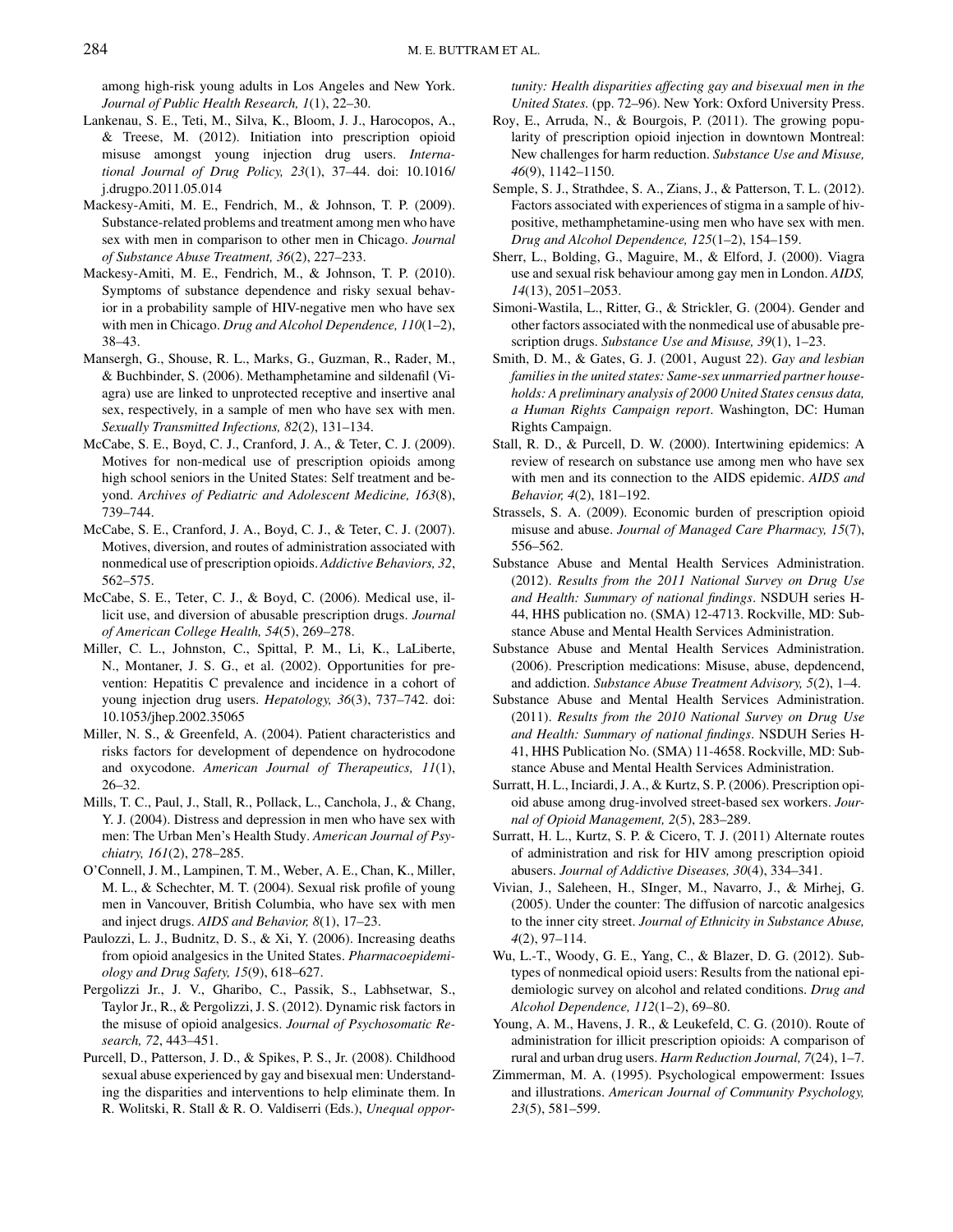among high-risk young adults in Los Angeles and New York. *Journal of Public Health Research, 1*(1), 22–30.

Lankenau, S. E., Teti, M., Silva, K., Bloom, J. J., Harocopos, A., & Treese, M. (2012). Initiation into prescription opioid misuse amongst young injection drug users. *International Journal of Drug Policy, 23*(1), 37–44. doi: 10.1016/j.drugpo.2011.05.014

Mackesy-Amiti, M. E., Fendrich, M., & Johnson, T. P. (2009). Substance-related problems and treatment among men who have sex with men in comparison to other men in Chicago. *Journal of Substance Abuse Treatment, 36*(2), 227–233.

Mackesy-Amiti, M. E., Fendrich, M., & Johnson, T. P. (2010). Symptoms of substance dependence and risky sexual behavior in a probability sample of HIV-negative men who have sex with men in Chicago. *Drug and Alcohol Dependence, 110*(1–2), 38–43.

Mansergh, G., Shouse, R. L., Marks, G., Guzman, R., Rader, M., & Buchbinder, S. (2006). Methamphetamine and sildenafil (Viagra) use are linked to unprotected receptive and insertive anal sex, respectively, in a sample of men who have sex with men. *Sexually Transmitted Infections, 82*(2), 131–134.

McCabe, S. E., Boyd, C. J., Cranford, J. A., & Teter, C. J. (2009). Motives for non-medical use of prescription opioids among high school seniors in the United States: Self treatment and beyond. *Archives of Pediatric and Adolescent Medicine, 163*(8), 739–744.

McCabe, S. E., Cranford, J. A., Boyd, C. J., & Teter, C. J. (2007). Motives, diversion, and routes of administration associated with nonmedical use of prescription opioids. *Addictive Behaviors, 32*, 562–575.

McCabe, S. E., Teter, C. J., & Boyd, C. (2006). Medical use, illicit use, and diversion of abusable prescription drugs. *Journal of American College Health, 54*(5), 269–278.

Miller, C. L., Johnston, C., Spittal, P. M., Li, K., LaLiberte, N., Montaner, J. S. G., et al. (2002). Opportunities for prevention: Hepatitis C prevalence and incidence in a cohort of young injection drug users. *Hepatology, 36*(3), 737–742. doi: 10.1053/jhep.2002.35065

Miller, N. S., & Greenfeld, A. (2004). Patient characteristics and risks factors for development of dependence on hydrocodone and oxycodone. *American Journal of Therapeutics, 11*(1), 26–32.

Mills, T. C., Paul, J., Stall, R., Pollack, L., Canchola, J., & Chang, Y. J. (2004). Distress and depression in men who have sex with men: The Urban Men's Health Study. *American Journal of Psychiatry, 161*(2), 278–285.

O'Connell, J. M., Lampinen, T. M., Weber, A. E., Chan, K., Miller, M. L., & Schechter, M. T. (2004). Sexual risk profile of young men in Vancouver, British Columbia, who have sex with men and inject drugs. *AIDS and Behavior, 8*(1), 17–23.

Paulozzi, L. J., Budnitz, D. S., & Xi, Y. (2006). Increasing deaths from opioid analgesics in the United States. *Pharmacoepidemiology and Drug Safety, 15*(9), 618–627.

Pergolizzi Jr., J. V., Gharibo, C., Passik, S., Labhsetwar, S., Taylor Jr., R., & Pergolizzi, J. S. (2012). Dynamic risk factors in the misuse of opioid analgesics. *Journal of Psychosomatic Research, 72*, 443–451.

Purcell, D., Patterson, J. D., & Spikes, P. S., Jr. (2008). Childhood sexual abuse experienced by gay and bisexual men: Understanding the disparities and interventions to help eliminate them. In R. Wolitski, R. Stall & R. O. Valdiserri (Eds.), *Unequal opportunity: Health disparities affecting gay and bisexual men in the United States.* (pp. 72–96). New York: Oxford University Press.

Roy, E., Arruda, N., & Bourgois, P. (2011). The growing popularity of prescription opioid injection in downtown Montreal: New challenges for harm reduction. *Substance Use and Misuse, 46*(9), 1142–1150.

Semple, S. J., Strathdee, S. A., Zians, J., & Patterson, T. L. (2012). Factors associated with experiences of stigma in a sample of hiv-positive, methamphetamine-using men who have sex with men. *Drug and Alcohol Dependence, 125*(1–2), 154–159.

Sherr, L., Bolding, G., Maguire, M., & Elford, J. (2000). Viagra use and sexual risk behaviour among gay men in London. *AIDS, 14*(13), 2051–2053.

Simoni-Wastila, L., Ritter, G., & Strickler, G. (2004). Gender and other factors associated with the nonmedical use of abusable prescription drugs. *Substance Use and Misuse, 39*(1), 1–23.

Smith, D. M., & Gates, G. J. (2001, August 22). *Gay and lesbian families in the united states: Same-sex unmarried partner households: A preliminary analysis of 2000 United States census data, a Human Rights Campaign report*. Washington, DC: Human Rights Campaign.

Stall, R. D., & Purcell, D. W. (2000). Intertwining epidemics: A review of research on substance use among men who have sex with men and its connection to the AIDS epidemic. *AIDS and Behavior, 4*(2), 181–192.

Strassels, S. A. (2009). Economic burden of prescription opioid misuse and abuse. *Journal of Managed Care Pharmacy, 15*(7), 556–562.

Substance Abuse and Mental Health Services Administration. (2012). *Results from the 2011 National Survey on Drug Use and Health: Summary of national findings*. NSDUH series H-44, HHS publication no. (SMA) 12-4713. Rockville, MD: Substance Abuse and Mental Health Services Administration.

Substance Abuse and Mental Health Services Administration. (2006). Prescription medications: Misuse, abuse, depdencend, and addiction. *Substance Abuse Treatment Advisory, 5*(2), 1–4.

Substance Abuse and Mental Health Services Administration. (2011). *Results from the 2010 National Survey on Drug Use and Health: Summary of national findings*. NSDUH Series H-41, HHS Publication No. (SMA) 11-4658. Rockville, MD: Substance Abuse and Mental Health Services Administration.

Surratt, H. L., Inciardi, J. A., & Kurtz, S. P. (2006). Prescription opioid abuse among drug-involved street-based sex workers. *Journal of Opioid Management, 2*(5), 283–289.

Surratt, H. L., Kurtz, S. P. & Cicero, T. J. (2011) Alternate routes of administration and risk for HIV among prescription opioid abusers. *Journal of Addictive Diseases, 30*(4), 334–341.

Vivian, J., Saleheen, H., SInger, M., Navarro, J., & Mirhej, G. (2005). Under the counter: The diffusion of narcotic analgesics to the inner city street. *Journal of Ethnicity in Substance Abuse, 4*(2), 97–114.

Wu, L.-T., Woody, G. E., Yang, C., & Blazer, D. G. (2012). Subtypes of nonmedical opioid users: Results from the national epidemiologic survey on alcohol and related conditions. *Drug and Alcohol Dependence, 112*(1–2), 69–80.

Young, A. M., Havens, J. R., & Leukefeld, C. G. (2010). Route of administration for illicit prescription opioids: A comparison of rural and urban drug users. *Harm Reduction Journal, 7*(24), 1–7.

Zimmerman, M. A. (1995). Psychological empowerment: Issues and illustrations. *American Journal of Community Psychology, 23*(5), 581–599.